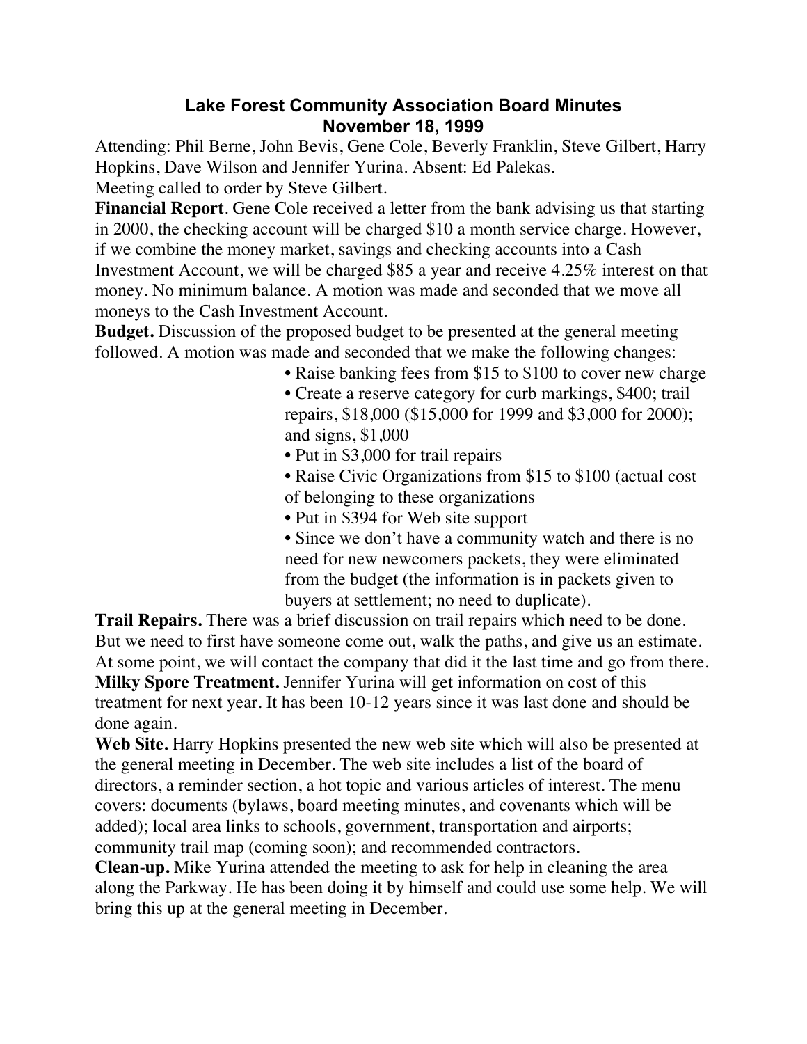# Lake Forest Community Association Board Minutes
## November 18, 1999

Attending: Phil Berne, John Bevis, Gene Cole, Beverly Franklin, Steve Gilbert, Harry Hopkins, Dave Wilson and Jennifer Yurina. Absent: Ed Palekas.

Meeting called to order by Steve Gilbert.

**Financial Report**. Gene Cole received a letter from the bank advising us that starting in 2000, the checking account will be charged $10 a month service charge. However, if we combine the money market, savings and checking accounts into a Cash Investment Account, we will be charged $85 a year and receive 4.25% interest on that money. No minimum balance. A motion was made and seconded that we move all moneys to the Cash Investment Account.

**Budget.** Discussion of the proposed budget to be presented at the general meeting followed. A motion was made and seconded that we make the following changes:

- Raise banking fees from $15 to $100 to cover new charge
- Create a reserve category for curb markings, $400; trail repairs, $18,000 ($15,000 for 1999 and $3,000 for 2000); and signs, $1,000
- Put in $3,000 for trail repairs
- Raise Civic Organizations from $15 to $100 (actual cost of belonging to these organizations
- Put in $394 for Web site support
- Since we don't have a community watch and there is no need for new newcomers packets, they were eliminated from the budget (the information is in packets given to buyers at settlement; no need to duplicate).

**Trail Repairs.** There was a brief discussion on trail repairs which need to be done. But we need to first have someone come out, walk the paths, and give us an estimate. At some point, we will contact the company that did it the last time and go from there.

**Milky Spore Treatment.** Jennifer Yurina will get information on cost of this treatment for next year. It has been 10-12 years since it was last done and should be done again.

**Web Site.** Harry Hopkins presented the new web site which will also be presented at the general meeting in December. The web site includes a list of the board of directors, a reminder section, a hot topic and various articles of interest. The menu covers: documents (bylaws, board meeting minutes, and covenants which will be added); local area links to schools, government, transportation and airports; community trail map (coming soon); and recommended contractors.

**Clean-up.** Mike Yurina attended the meeting to ask for help in cleaning the area along the Parkway. He has been doing it by himself and could use some help. We will bring this up at the general meeting in December.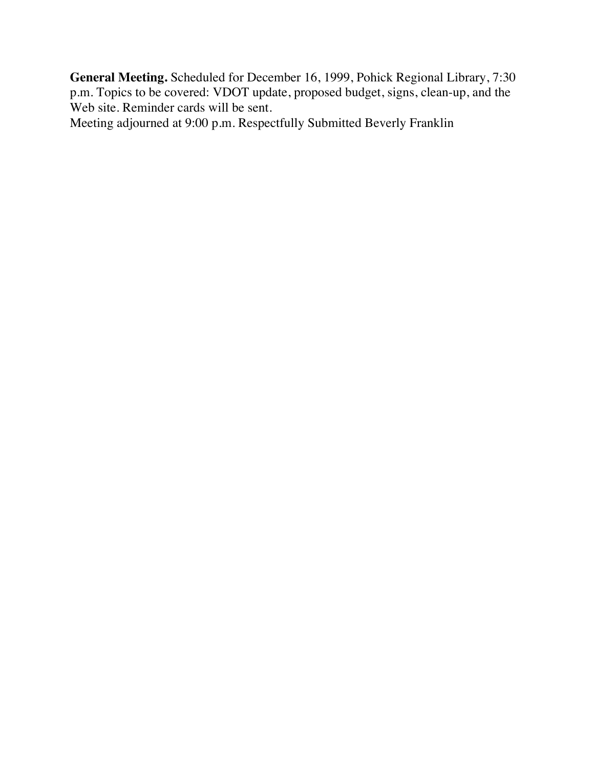**General Meeting.** Scheduled for December 16, 1999, Pohick Regional Library, 7:30 p.m. Topics to be covered: VDOT update, proposed budget, signs, clean-up, and the Web site. Reminder cards will be sent.

Meeting adjourned at 9:00 p.m. Respectfully Submitted Beverly Franklin